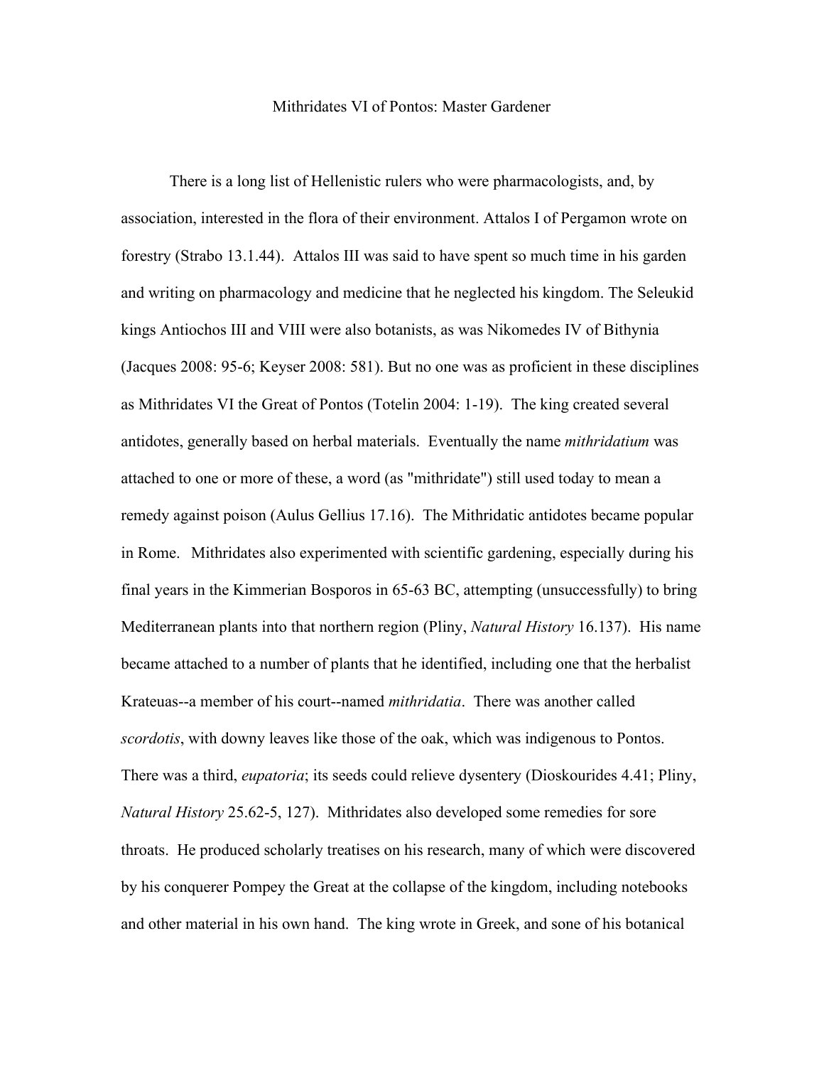# Mithridates VI of Pontos: Master Gardener

There is a long list of Hellenistic rulers who were pharmacologists, and, by association, interested in the flora of their environment. Attalos I of Pergamon wrote on forestry (Strabo 13.1.44). Attalos III was said to have spent so much time in his garden and writing on pharmacology and medicine that he neglected his kingdom. The Seleukid kings Antiochos III and VIII were also botanists, as was Nikomedes IV of Bithynia (Jacques 2008: 95-6; Keyser 2008: 581). But no one was as proficient in these disciplines as Mithridates VI the Great of Pontos (Totelin 2004: 1-19). The king created several antidotes, generally based on herbal materials. Eventually the name *mithridatium* was attached to one or more of these, a word (as "mithridate") still used today to mean a remedy against poison (Aulus Gellius 17.16). The Mithridatic antidotes became popular in Rome. Mithridates also experimented with scientific gardening, especially during his final years in the Kimmerian Bosporos in 65-63 BC, attempting (unsuccessfully) to bring Mediterranean plants into that northern region (Pliny, *Natural History* 16.137). His name became attached to a number of plants that he identified, including one that the herbalist Krateuas--a member of his court--named *mithridatia*. There was another called *scordotis*, with downy leaves like those of the oak, which was indigenous to Pontos. There was a third, *eupatoria*; its seeds could relieve dysentery (Dioskourides 4.41; Pliny, *Natural History* 25.62-5, 127). Mithridates also developed some remedies for sore throats. He produced scholarly treatises on his research, many of which were discovered by his conqueror Pompey the Great at the collapse of the kingdom, including notebooks and other material in his own hand. The king wrote in Greek, and sone of his botanical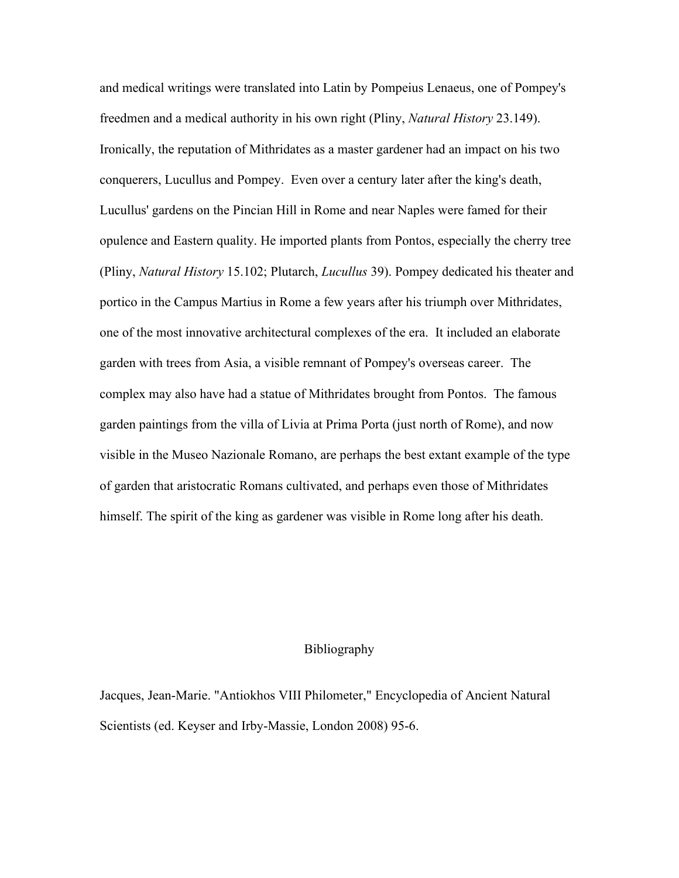and medical writings were translated into Latin by Pompeius Lenaeus, one of Pompey's freedmen and a medical authority in his own right (Pliny, *Natural History* 23.149). Ironically, the reputation of Mithridates as a master gardener had an impact on his two conquerers, Lucullus and Pompey. Even over a century later after the king's death, Lucullus' gardens on the Pincian Hill in Rome and near Naples were famed for their opulence and Eastern quality. He imported plants from Pontos, especially the cherry tree (Pliny, *Natural History* 15.102; Plutarch, *Lucullus* 39). Pompey dedicated his theater and portico in the Campus Martius in Rome a few years after his triumph over Mithridates, one of the most innovative architectural complexes of the era. It included an elaborate garden with trees from Asia, a visible remnant of Pompey's overseas career. The complex may also have had a statue of Mithridates brought from Pontos. The famous garden paintings from the villa of Livia at Prima Porta (just north of Rome), and now visible in the Museo Nazionale Romano, are perhaps the best extant example of the type of garden that aristocratic Romans cultivated, and perhaps even those of Mithridates himself. The spirit of the king as gardener was visible in Rome long after his death.

## Bibliography

Jacques, Jean-Marie. "Antiokhos VIII Philometer," Encyclopedia of Ancient Natural Scientists (ed. Keyser and Irby-Massie, London 2008) 95-6.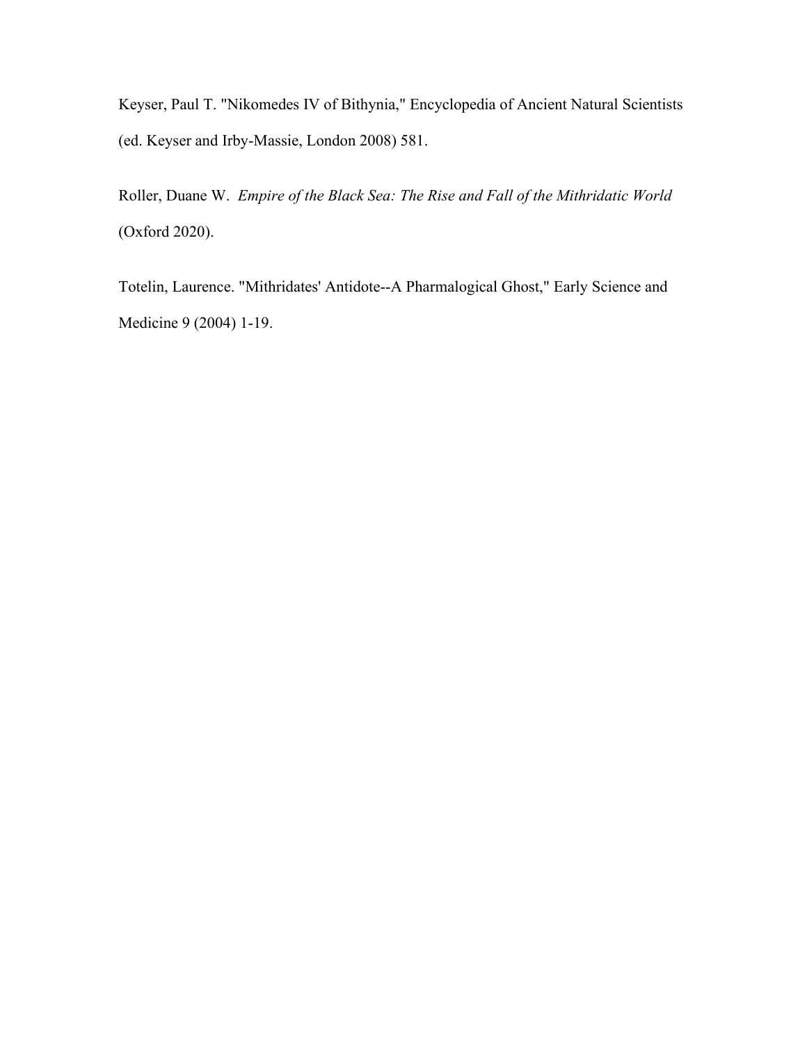Keyser, Paul T. "Nikomedes IV of Bithynia," Encyclopedia of Ancient Natural Scientists (ed. Keyser and Irby-Massie, London 2008) 581.

Roller, Duane W. *Empire of the Black Sea: The Rise and Fall of the Mithridatic World* (Oxford 2020).

Totelin, Laurence. "Mithridates' Antidote--A Pharmalogical Ghost," Early Science and Medicine 9 (2004) 1-19.